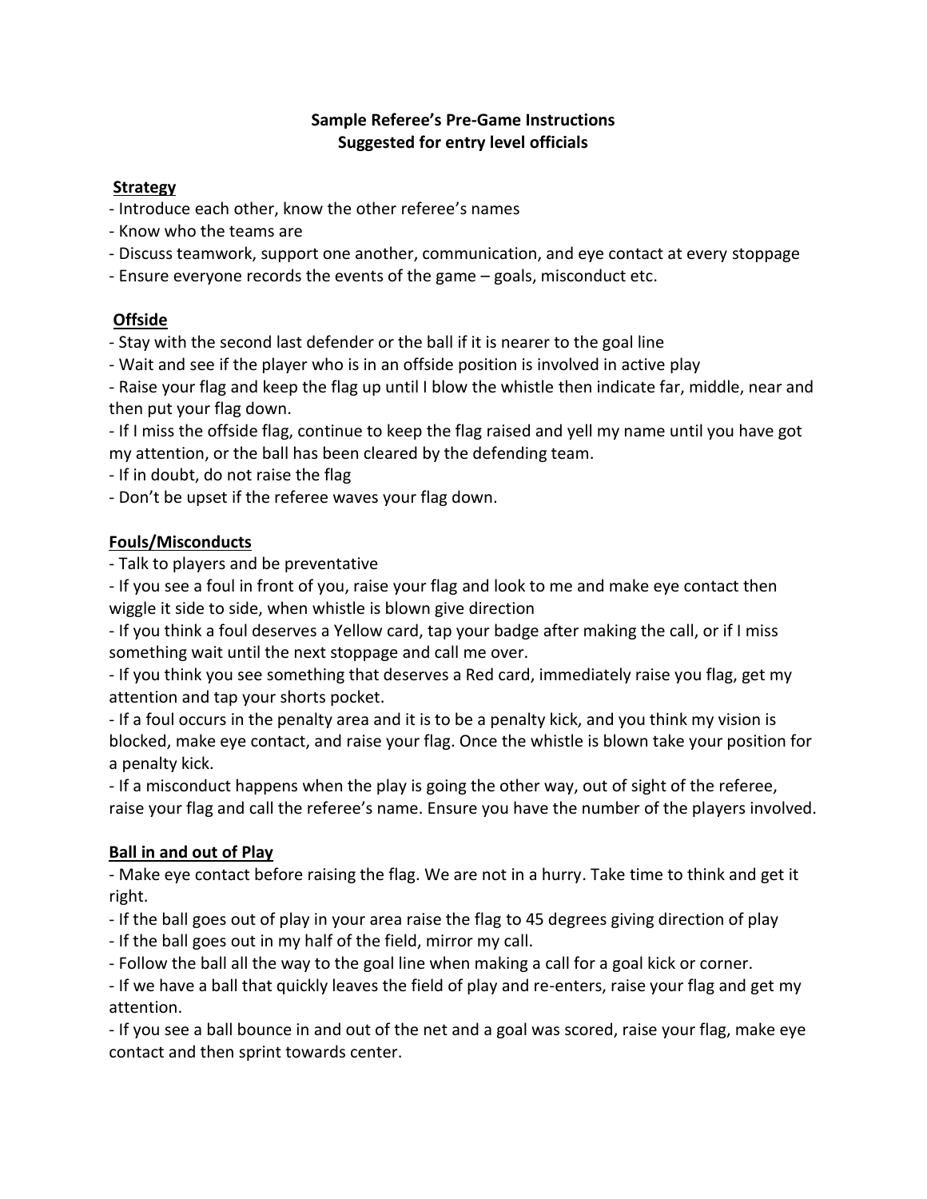**Sample Referee's Pre-Game Instructions**
**Suggested for entry level officials**

## Strategy

- Introduce each other, know the other referee's names
- Know who the teams are
- Discuss teamwork, support one another, communication, and eye contact at every stoppage
- Ensure everyone records the events of the game – goals, misconduct etc.

## Offside

- Stay with the second last defender or the ball if it is nearer to the goal line
- Wait and see if the player who is in an offside position is involved in active play
- Raise your flag and keep the flag up until I blow the whistle then indicate far, middle, near and then put your flag down.
- If I miss the offside flag, continue to keep the flag raised and yell my name until you have got my attention, or the ball has been cleared by the defending team.
- If in doubt, do not raise the flag
- Don't be upset if the referee waves your flag down.

## Fouls/Misconducts

- Talk to players and be preventative
- If you see a foul in front of you, raise your flag and look to me and make eye contact then wiggle it side to side, when whistle is blown give direction
- If you think a foul deserves a Yellow card, tap your badge after making the call, or if I miss something wait until the next stoppage and call me over.
- If you think you see something that deserves a Red card, immediately raise you flag, get my attention and tap your shorts pocket.
- If a foul occurs in the penalty area and it is to be a penalty kick, and you think my vision is blocked, make eye contact, and raise your flag. Once the whistle is blown take your position for a penalty kick.
- If a misconduct happens when the play is going the other way, out of sight of the referee, raise your flag and call the referee's name. Ensure you have the number of the players involved.

## Ball in and out of Play

- Make eye contact before raising the flag. We are not in a hurry. Take time to think and get it right.
- If the ball goes out of play in your area raise the flag to 45 degrees giving direction of play
- If the ball goes out in my half of the field, mirror my call.
- Follow the ball all the way to the goal line when making a call for a goal kick or corner.
- If we have a ball that quickly leaves the field of play and re-enters, raise your flag and get my attention.
- If you see a ball bounce in and out of the net and a goal was scored, raise your flag, make eye contact and then sprint towards center.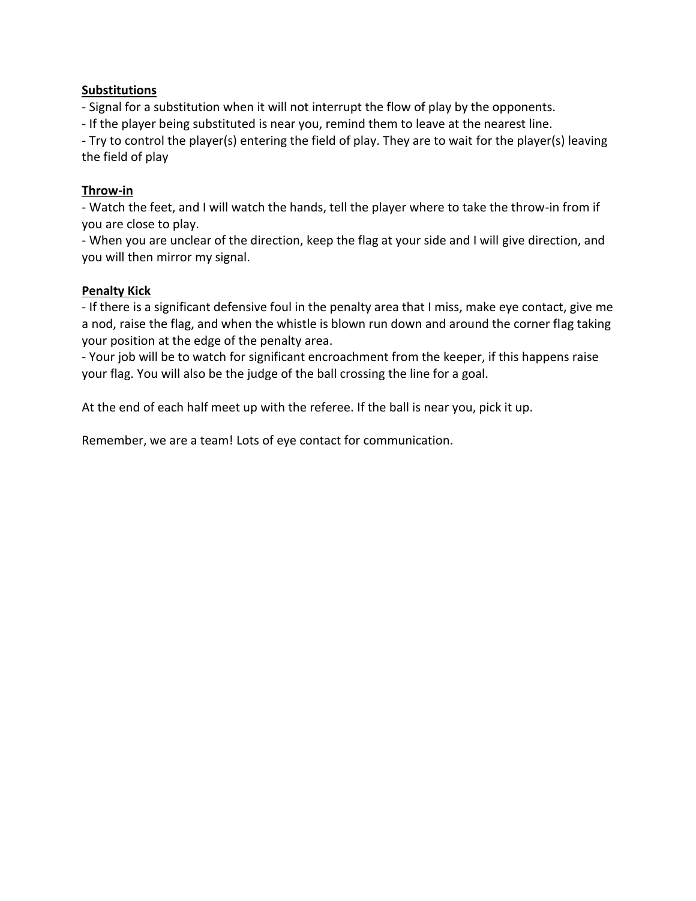**Substitutions**

- Signal for a substitution when it will not interrupt the flow of play by the opponents.
- If the player being substituted is near you, remind them to leave at the nearest line.
- Try to control the player(s) entering the field of play. They are to wait for the player(s) leaving the field of play

**Throw-in**

- Watch the feet, and I will watch the hands, tell the player where to take the throw-in from if you are close to play.
- When you are unclear of the direction, keep the flag at your side and I will give direction, and you will then mirror my signal.

**Penalty Kick**

- If there is a significant defensive foul in the penalty area that I miss, make eye contact, give me a nod, raise the flag, and when the whistle is blown run down and around the corner flag taking your position at the edge of the penalty area.
- Your job will be to watch for significant encroachment from the keeper, if this happens raise your flag. You will also be the judge of the ball crossing the line for a goal.

At the end of each half meet up with the referee. If the ball is near you, pick it up.

Remember, we are a team! Lots of eye contact for communication.